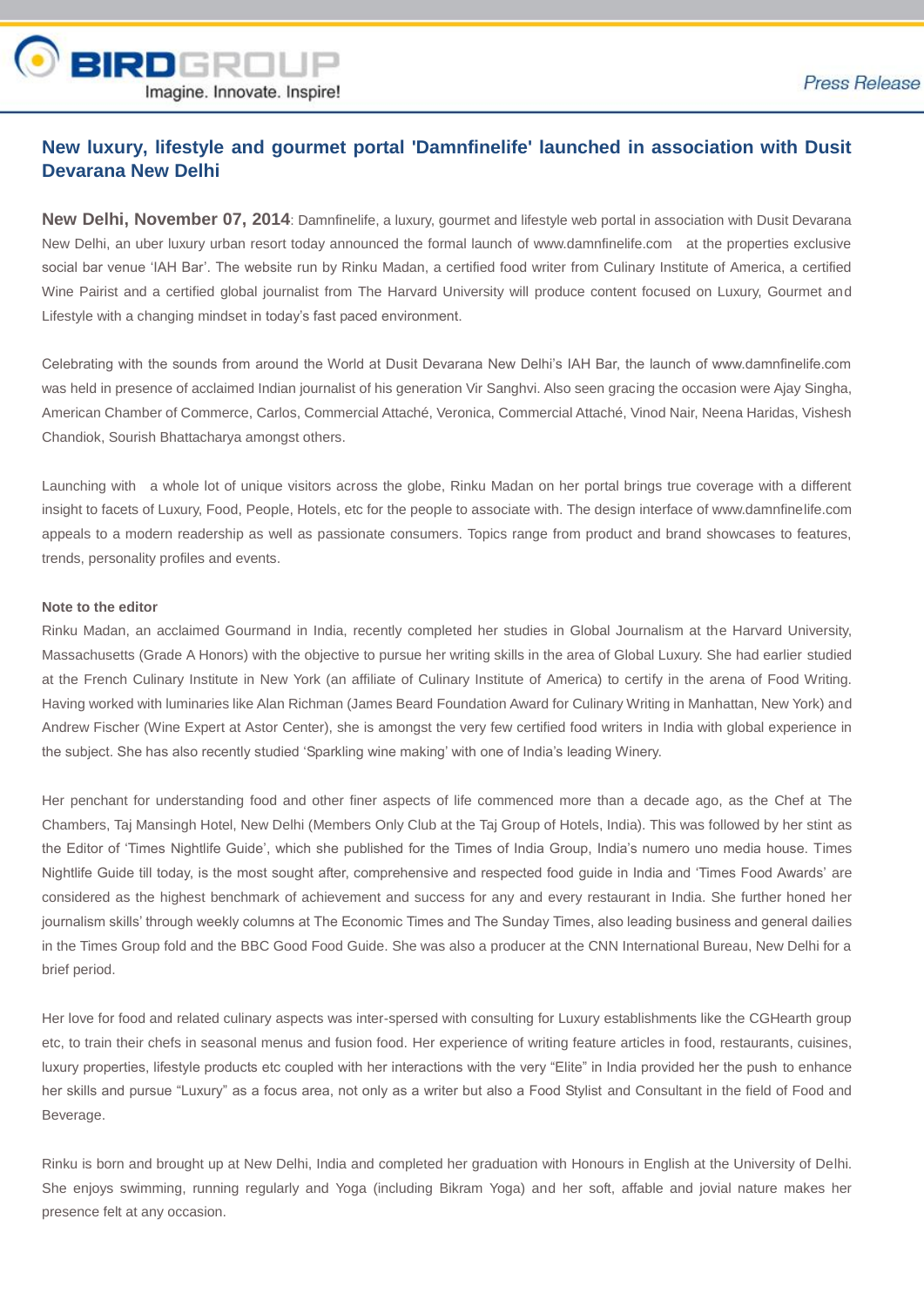BIRDGROUP
Imagine. Innovate. Inspire!

Press Release

## New luxury, lifestyle and gourmet portal 'Damnfinelife' launched in association with Dusit Devarana New Delhi

**New Delhi, November 07, 2014**: Damnfinelife, a luxury, gourmet and lifestyle web portal in association with Dusit Devarana New Delhi, an uber luxury urban resort today announced the formal launch of www.damnfinelife.com at the properties exclusive social bar venue 'IAH Bar'. The website run by Rinku Madan, a certified food writer from Culinary Institute of America, a certified Wine Pairist and a certified global journalist from The Harvard University will produce content focused on Luxury, Gourmet and Lifestyle with a changing mindset in today's fast paced environment.

Celebrating with the sounds from around the World at Dusit Devarana New Delhi's IAH Bar, the launch of www.damnfinelife.com was held in presence of acclaimed Indian journalist of his generation Vir Sanghvi. Also seen gracing the occasion were Ajay Singha, American Chamber of Commerce, Carlos, Commercial Attaché, Veronica, Commercial Attaché, Vinod Nair, Neena Haridas, Vishesh Chandiok, Sourish Bhattacharya amongst others.

Launching with a whole lot of unique visitors across the globe, Rinku Madan on her portal brings true coverage with a different insight to facets of Luxury, Food, People, Hotels, etc for the people to associate with. The design interface of www.damnfinelife.com appeals to a modern readership as well as passionate consumers. Topics range from product and brand showcases to features, trends, personality profiles and events.

**Note to the editor**

Rinku Madan, an acclaimed Gourmand in India, recently completed her studies in Global Journalism at the Harvard University, Massachusetts (Grade A Honors) with the objective to pursue her writing skills in the area of Global Luxury. She had earlier studied at the French Culinary Institute in New York (an affiliate of Culinary Institute of America) to certify in the arena of Food Writing. Having worked with luminaries like Alan Richman (James Beard Foundation Award for Culinary Writing in Manhattan, New York) and Andrew Fischer (Wine Expert at Astor Center), she is amongst the very few certified food writers in India with global experience in the subject. She has also recently studied 'Sparkling wine making' with one of India's leading Winery.

Her penchant for understanding food and other finer aspects of life commenced more than a decade ago, as the Chef at The Chambers, Taj Mansingh Hotel, New Delhi (Members Only Club at the Taj Group of Hotels, India). This was followed by her stint as the Editor of 'Times Nightlife Guide', which she published for the Times of India Group, India's numero uno media house. Times Nightlife Guide till today, is the most sought after, comprehensive and respected food guide in India and 'Times Food Awards' are considered as the highest benchmark of achievement and success for any and every restaurant in India. She further honed her journalism skills' through weekly columns at The Economic Times and The Sunday Times, also leading business and general dailies in the Times Group fold and the BBC Good Food Guide. She was also a producer at the CNN International Bureau, New Delhi for a brief period.

Her love for food and related culinary aspects was inter-spersed with consulting for Luxury establishments like the CGHearth group etc, to train their chefs in seasonal menus and fusion food. Her experience of writing feature articles in food, restaurants, cuisines, luxury properties, lifestyle products etc coupled with her interactions with the very "Elite" in India provided her the push to enhance her skills and pursue "Luxury" as a focus area, not only as a writer but also a Food Stylist and Consultant in the field of Food and Beverage.

Rinku is born and brought up at New Delhi, India and completed her graduation with Honours in English at the University of Delhi. She enjoys swimming, running regularly and Yoga (including Bikram Yoga) and her soft, affable and jovial nature makes her presence felt at any occasion.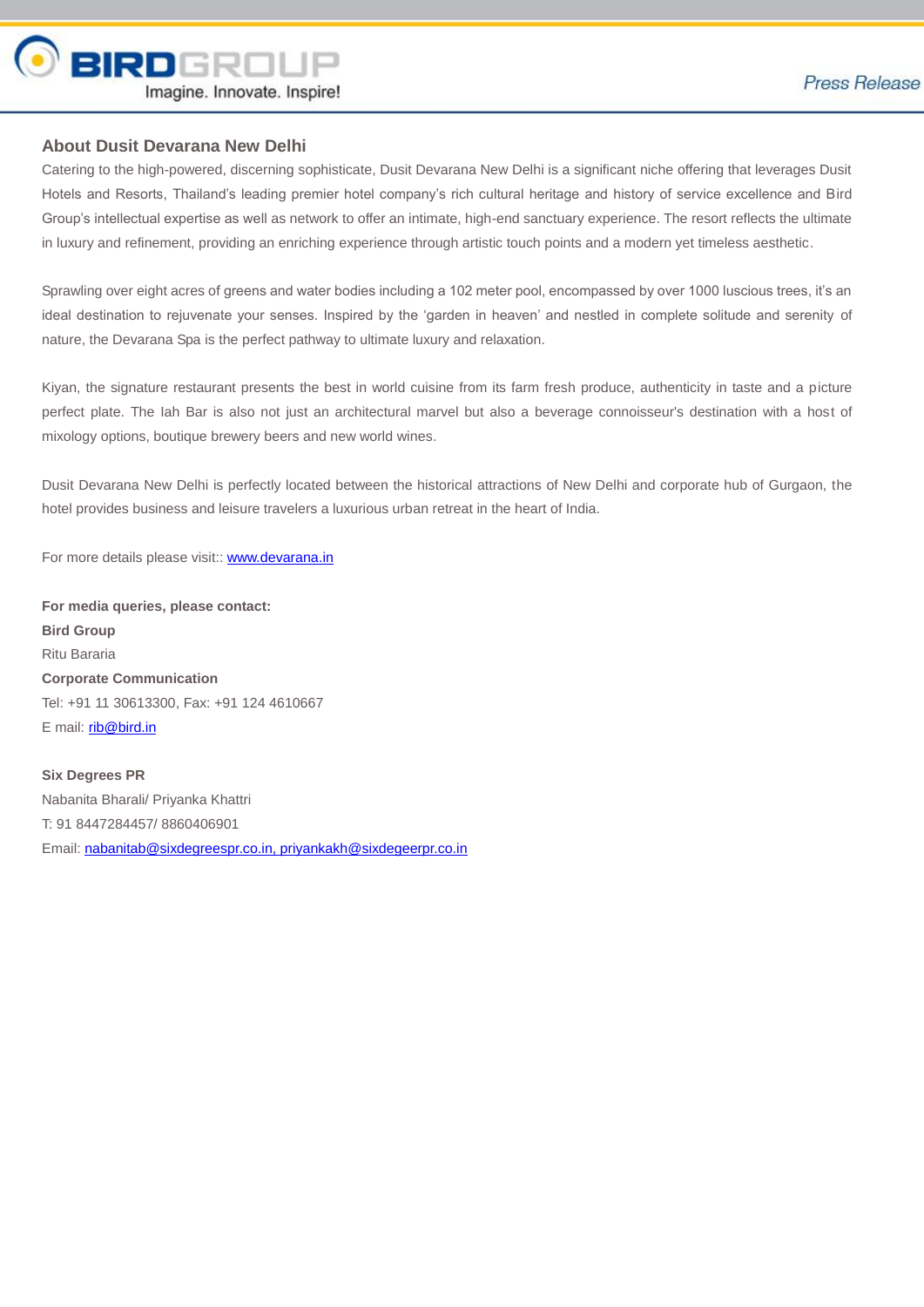## About Dusit Devarana New Delhi

Catering to the high-powered, discerning sophisticate, Dusit Devarana New Delhi is a significant niche offering that leverages Dusit Hotels and Resorts, Thailand's leading premier hotel company's rich cultural heritage and history of service excellence and Bird Group's intellectual expertise as well as network to offer an intimate, high-end sanctuary experience. The resort reflects the ultimate in luxury and refinement, providing an enriching experience through artistic touch points and a modern yet timeless aesthetic.

Sprawling over eight acres of greens and water bodies including a 102 meter pool, encompassed by over 1000 luscious trees, it's an ideal destination to rejuvenate your senses. Inspired by the 'garden in heaven' and nestled in complete solitude and serenity of nature, the Devarana Spa is the perfect pathway to ultimate luxury and relaxation.

Kiyan, the signature restaurant presents the best in world cuisine from its farm fresh produce, authenticity in taste and a picture perfect plate. The Iah Bar is also not just an architectural marvel but also a beverage connoisseur's destination with a host of mixology options, boutique brewery beers and new world wines.

Dusit Devarana New Delhi is perfectly located between the historical attractions of New Delhi and corporate hub of Gurgaon, the hotel provides business and leisure travelers a luxurious urban retreat in the heart of India.

For more details please visit:: www.devarana.in

**For media queries, please contact:**
**Bird Group**
Ritu Bararia
**Corporate Communication**
Tel: +91 11 30613300, Fax: +91 124 4610667
E mail: rib@bird.in

**Six Degrees PR**
Nabanita Bharali/ Priyanka Khattri
T: 91 8447284457/ 8860406901
Email: nabanitab@sixdegreespr.co.in, priyankakh@sixdegeerpr.co.in